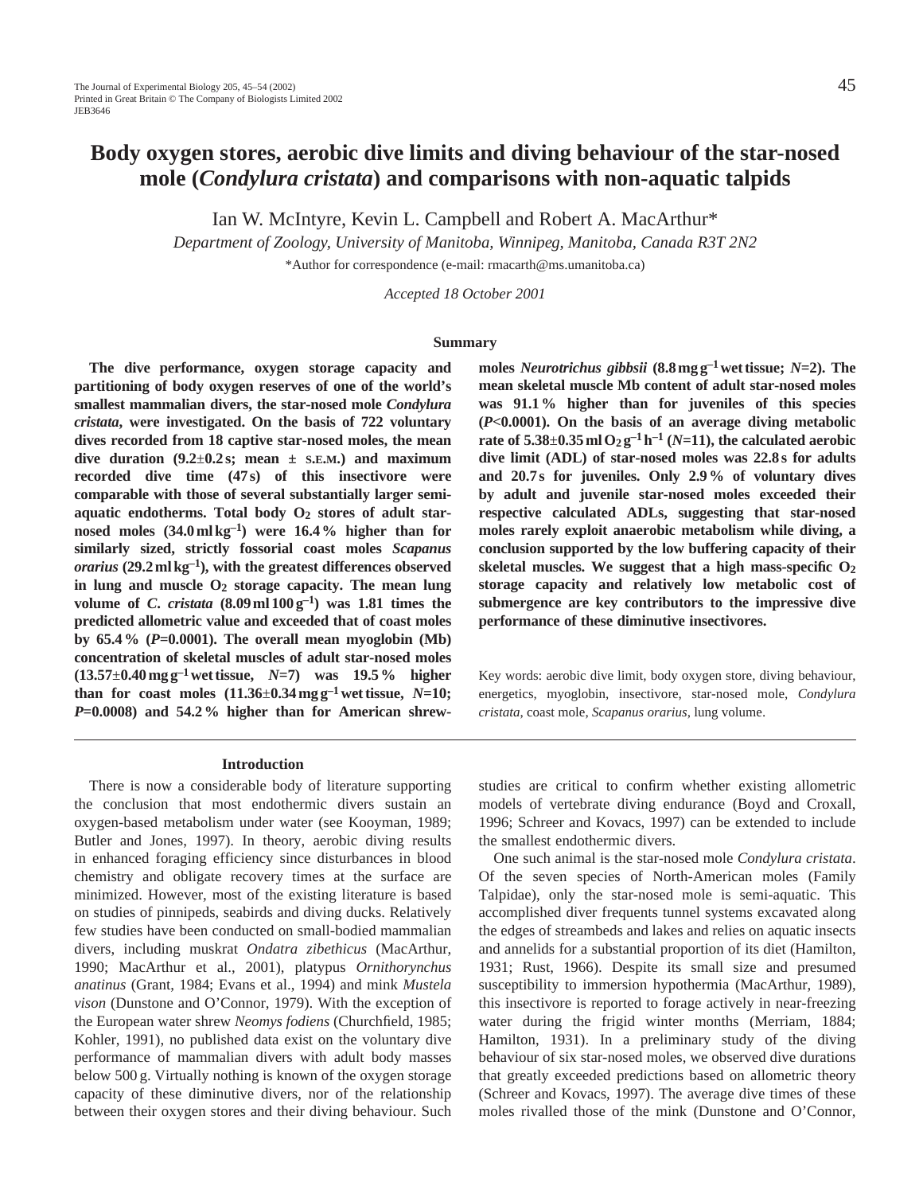# Body oxygen stores, aerobic dive limits and diving behaviour of the star-nosed mole (*Condylura cristata*) and comparisons with non-aquatic talpids

Ian W. McIntyre, Kevin L. Campbell and Robert A. MacArthur*

*Department of Zoology, University of Manitoba, Winnipeg, Manitoba, Canada R3T 2N2*

*Author for correspondence (e-mail: rmacarth@ms.umanitoba.ca)

*Accepted 18 October 2001*

## Summary

**The dive performance, oxygen storage capacity and partitioning of body oxygen reserves of one of the world's smallest mammalian divers, the star-nosed mole *Condylura cristata*, were investigated. On the basis of 722 voluntary dives recorded from 18 captive star-nosed moles, the mean dive duration (9.2±0.2 s; mean ± S.E.M.) and maximum recorded dive time (47 s) of this insectivore were comparable with those of several substantially larger semi-aquatic endotherms. Total body $O_2$ stores of adult star-nosed moles (34.0 ml kg$^{-1}$) were 16.4 % higher than for similarly sized, strictly fossorial coast moles *Scapanus orarius* (29.2 ml kg$^{-1}$), with the greatest differences observed in lung and muscle $O_2$ storage capacity. The mean lung volume of *C. cristata* (8.09 ml 100 g$^{-1}$) was 1.81 times the predicted allometric value and exceeded that of coast moles by 65.4 % (*P*=0.0001). The overall mean myoglobin (Mb) concentration of skeletal muscles of adult star-nosed moles (13.57±0.40 mg g$^{-1}$ wet tissue, *N*=7) was 19.5 % higher than for coast moles (11.36±0.34 mg g$^{-1}$ wet tissue, *N*=10; *P*=0.0008) and 54.2 % higher than for American shrew-moles *Neurotrichus gibbsii* (8.8 mg g$^{-1}$ wet tissue; *N*=2). The mean skeletal muscle Mb content of adult star-nosed moles was 91.1 % higher than for juveniles of this species (*P*<0.0001). On the basis of an average diving metabolic rate of 5.38±0.35 ml $O_2$ g$^{-1}$ h$^{-1}$ (*N*=11), the calculated aerobic dive limit (ADL) of star-nosed moles was 22.8 s for adults and 20.7 s for juveniles. Only 2.9 % of voluntary dives by adult and juvenile star-nosed moles exceeded their respective calculated ADLs, suggesting that star-nosed moles rarely exploit anaerobic metabolism while diving, a conclusion supported by the low buffering capacity of their skeletal muscles. We suggest that a high mass-specific $O_2$ storage capacity and relatively low metabolic cost of submergence are key contributors to the impressive dive performance of these diminutive insectivores.**

Key words: aerobic dive limit, body oxygen store, diving behaviour, energetics, myoglobin, insectivore, star-nosed mole, *Condylura cristata*, coast mole, *Scapanus orarius*, lung volume.

## Introduction

There is now a considerable body of literature supporting the conclusion that most endothermic divers sustain an oxygen-based metabolism under water (see Kooyman, 1989; Butler and Jones, 1997). In theory, aerobic diving results in enhanced foraging efficiency since disturbances in blood chemistry and obligate recovery times at the surface are minimized. However, most of the existing literature is based on studies of pinnipeds, seabirds and diving ducks. Relatively few studies have been conducted on small-bodied mammalian divers, including muskrat *Ondatra zibethicus* (MacArthur, 1990; MacArthur et al., 2001), platypus *Ornithorynchus anatinus* (Grant, 1984; Evans et al., 1994) and mink *Mustela vison* (Dunstone and O'Connor, 1979). With the exception of the European water shrew *Neomys fodiens* (Churchfield, 1985; Kohler, 1991), no published data exist on the voluntary dive performance of mammalian divers with adult body masses below 500 g. Virtually nothing is known of the oxygen storage capacity of these diminutive divers, nor of the relationship between their oxygen stores and their diving behaviour. Such studies are critical to confirm whether existing allometric models of vertebrate diving endurance (Boyd and Croxall, 1996; Schreer and Kovacs, 1997) can be extended to include the smallest endothermic divers.

One such animal is the star-nosed mole *Condylura cristata*. Of the seven species of North-American moles (Family Talpidae), only the star-nosed mole is semi-aquatic. This accomplished diver frequents tunnel systems excavated along the edges of streambeds and lakes and relies on aquatic insects and annelids for a substantial proportion of its diet (Hamilton, 1931; Rust, 1966). Despite its small size and presumed susceptibility to immersion hypothermia (MacArthur, 1989), this insectivore is reported to forage actively in near-freezing water during the frigid winter months (Merriam, 1884; Hamilton, 1931). In a preliminary study of the diving behaviour of six star-nosed moles, we observed dive durations that greatly exceeded predictions based on allometric theory (Schreer and Kovacs, 1997). The average dive times of these moles rivalled those of the mink (Dunstone and O'Connor,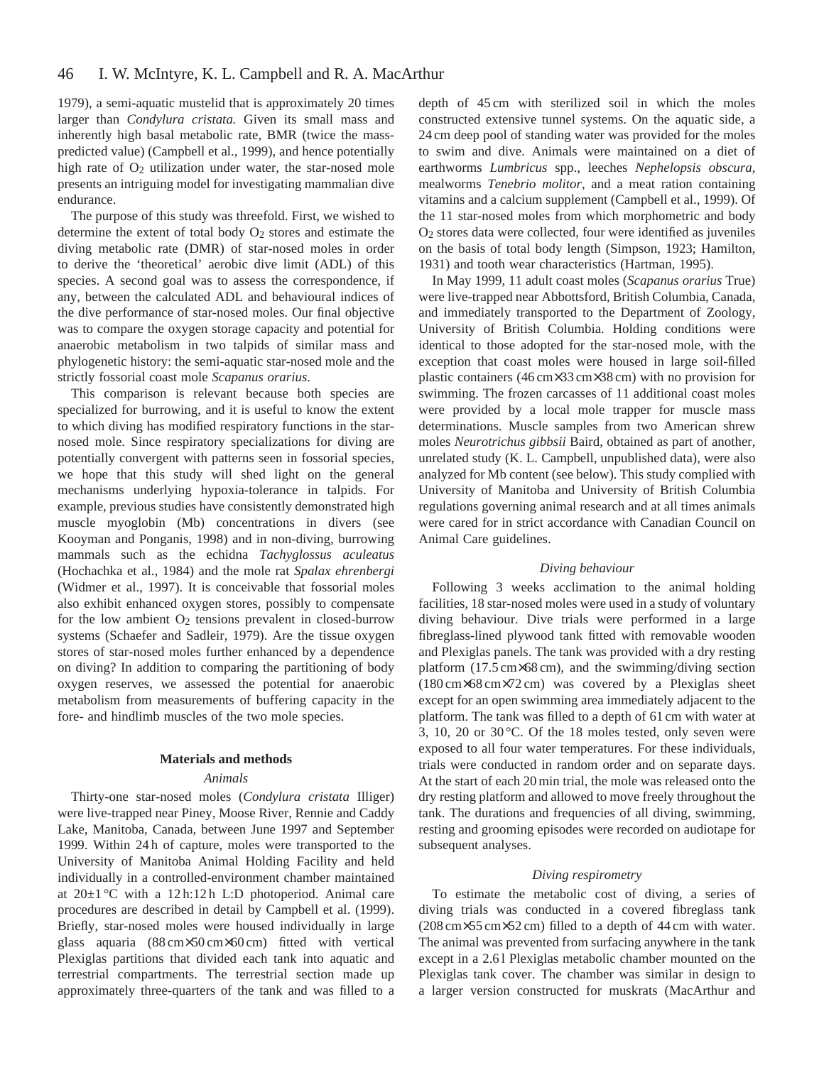1979), a semi-aquatic mustelid that is approximately 20 times larger than *Condylura cristata.* Given its small mass and inherently high basal metabolic rate, BMR (twice the mass-predicted value) (Campbell et al., 1999), and hence potentially high rate of $O_2$ utilization under water, the star-nosed mole presents an intriguing model for investigating mammalian dive endurance.

The purpose of this study was threefold. First, we wished to determine the extent of total body $O_2$ stores and estimate the diving metabolic rate (DMR) of star-nosed moles in order to derive the 'theoretical' aerobic dive limit (ADL) of this species. A second goal was to assess the correspondence, if any, between the calculated ADL and behavioural indices of the dive performance of star-nosed moles. Our final objective was to compare the oxygen storage capacity and potential for anaerobic metabolism in two talpids of similar mass and phylogenetic history: the semi-aquatic star-nosed mole and the strictly fossorial coast mole *Scapanus orarius*.

This comparison is relevant because both species are specialized for burrowing, and it is useful to know the extent to which diving has modified respiratory functions in the star-nosed mole. Since respiratory specializations for diving are potentially convergent with patterns seen in fossorial species, we hope that this study will shed light on the general mechanisms underlying hypoxia-tolerance in talpids. For example, previous studies have consistently demonstrated high muscle myoglobin (Mb) concentrations in divers (see Kooyman and Ponganis, 1998) and in non-diving, burrowing mammals such as the echidna *Tachyglossus aculeatus* (Hochachka et al., 1984) and the mole rat *Spalax ehrenbergi* (Widmer et al., 1997). It is conceivable that fossorial moles also exhibit enhanced oxygen stores, possibly to compensate for the low ambient $O_2$ tensions prevalent in closed-burrow systems (Schaefer and Sadleir, 1979). Are the tissue oxygen stores of star-nosed moles further enhanced by a dependence on diving? In addition to comparing the partitioning of body oxygen reserves, we assessed the potential for anaerobic metabolism from measurements of buffering capacity in the fore- and hindlimb muscles of the two mole species.

## Materials and methods

### Animals

Thirty-one star-nosed moles (*Condylura cristata* Illiger) were live-trapped near Piney, Moose River, Rennie and Caddy Lake, Manitoba, Canada, between June 1997 and September 1999. Within 24 h of capture, moles were transported to the University of Manitoba Animal Holding Facility and held individually in a controlled-environment chamber maintained at 20±1 °C with a 12 h:12 h L:D photoperiod. Animal care procedures are described in detail by Campbell et al. (1999). Briefly, star-nosed moles were housed individually in large glass aquaria (88 cm×50 cm×60 cm) fitted with vertical Plexiglas partitions that divided each tank into aquatic and terrestrial compartments. The terrestrial section made up approximately three-quarters of the tank and was filled to a depth of 45 cm with sterilized soil in which the moles constructed extensive tunnel systems. On the aquatic side, a 24 cm deep pool of standing water was provided for the moles to swim and dive. Animals were maintained on a diet of earthworms *Lumbricus* spp., leeches *Nephelopsis obscura*, mealworms *Tenebrio molitor*, and a meat ration containing vitamins and a calcium supplement (Campbell et al., 1999). Of the 11 star-nosed moles from which morphometric and body $O_2$ stores data were collected, four were identified as juveniles on the basis of total body length (Simpson, 1923; Hamilton, 1931) and tooth wear characteristics (Hartman, 1995).

In May 1999, 11 adult coast moles (*Scapanus orarius* True) were live-trapped near Abbottsford, British Columbia, Canada, and immediately transported to the Department of Zoology, University of British Columbia. Holding conditions were identical to those adopted for the star-nosed mole, with the exception that coast moles were housed in large soil-filled plastic containers (46 cm×33 cm×38 cm) with no provision for swimming. The frozen carcasses of 11 additional coast moles were provided by a local mole trapper for muscle mass determinations. Muscle samples from two American shrew moles *Neurotrichus gibbsii* Baird, obtained as part of another, unrelated study (K. L. Campbell, unpublished data), were also analyzed for Mb content (see below). This study complied with University of Manitoba and University of British Columbia regulations governing animal research and at all times animals were cared for in strict accordance with Canadian Council on Animal Care guidelines.

### Diving behaviour

Following 3 weeks acclimation to the animal holding facilities, 18 star-nosed moles were used in a study of voluntary diving behaviour. Dive trials were performed in a large fibreglass-lined plywood tank fitted with removable wooden and Plexiglas panels. The tank was provided with a dry resting platform (17.5 cm×68 cm), and the swimming/diving section (180 cm×68 cm×72 cm) was covered by a Plexiglas sheet except for an open swimming area immediately adjacent to the platform. The tank was filled to a depth of 61 cm with water at 3, 10, 20 or 30 °C. Of the 18 moles tested, only seven were exposed to all four water temperatures. For these individuals, trials were conducted in random order and on separate days. At the start of each 20 min trial, the mole was released onto the dry resting platform and allowed to move freely throughout the tank. The durations and frequencies of all diving, swimming, resting and grooming episodes were recorded on audiotape for subsequent analyses.

### Diving respirometry

To estimate the metabolic cost of diving, a series of diving trials was conducted in a covered fibreglass tank (208 cm×55 cm×52 cm) filled to a depth of 44 cm with water. The animal was prevented from surfacing anywhere in the tank except in a 2.6 l Plexiglas metabolic chamber mounted on the Plexiglas tank cover. The chamber was similar in design to a larger version constructed for muskrats (MacArthur and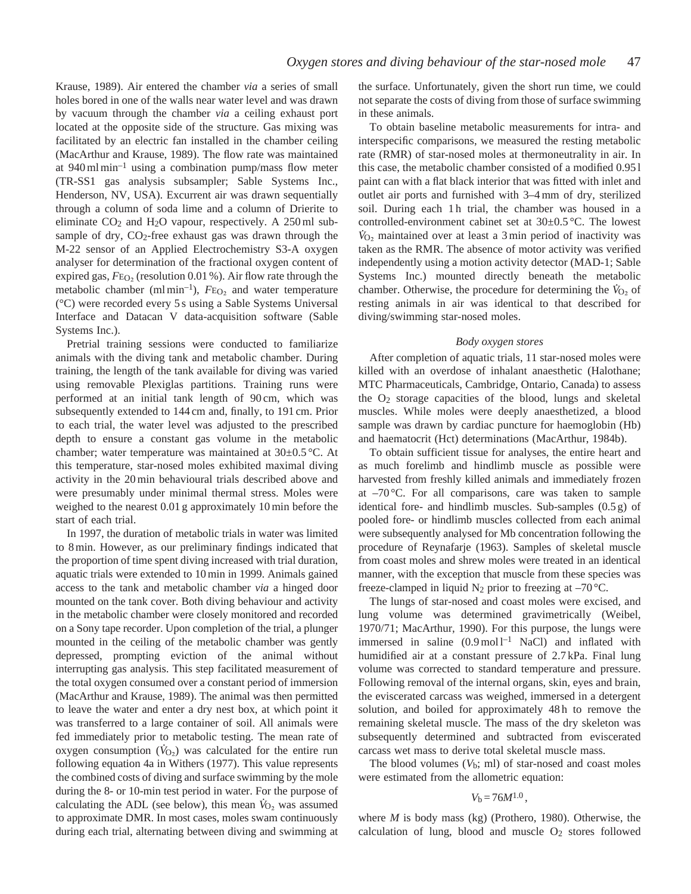Krause, 1989). Air entered the chamber *via* a series of small holes bored in one of the walls near water level and was drawn by vacuum through the chamber *via* a ceiling exhaust port located at the opposite side of the structure. Gas mixing was facilitated by an electric fan installed in the chamber ceiling (MacArthur and Krause, 1989). The flow rate was maintained at 940 ml min$^{-1}$ using a combination pump/mass flow meter (TR-SS1 gas analysis subsampler; Sable Systems Inc., Henderson, NV, USA). Excurrent air was drawn sequentially through a column of soda lime and a column of Drierite to eliminate $CO_2$ and $H_2O$ vapour, respectively. A 250 ml sub-sample of dry, $CO_2$-free exhaust gas was drawn through the M-22 sensor of an Applied Electrochemistry S3-A oxygen analyser for determination of the fractional oxygen content of expired gas, $F_{E_{O_2}}$ (resolution 0.01 %). Air flow rate through the metabolic chamber (ml min$^{-1}$), $F_{E_{O_2}}$ and water temperature (°C) were recorded every 5 s using a Sable Systems Universal Interface and Datacan V data-acquisition software (Sable Systems Inc.).

Pretrial training sessions were conducted to familiarize animals with the diving tank and metabolic chamber. During training, the length of the tank available for diving was varied using removable Plexiglas partitions. Training runs were performed at an initial tank length of 90 cm, which was subsequently extended to 144 cm and, finally, to 191 cm. Prior to each trial, the water level was adjusted to the prescribed depth to ensure a constant gas volume in the metabolic chamber; water temperature was maintained at 30±0.5 °C. At this temperature, star-nosed moles exhibited maximal diving activity in the 20 min behavioural trials described above and were presumably under minimal thermal stress. Moles were weighed to the nearest 0.01 g approximately 10 min before the start of each trial.

In 1997, the duration of metabolic trials in water was limited to 8 min. However, as our preliminary findings indicated that the proportion of time spent diving increased with trial duration, aquatic trials were extended to 10 min in 1999. Animals gained access to the tank and metabolic chamber *via* a hinged door mounted on the tank cover. Both diving behaviour and activity in the metabolic chamber were closely monitored and recorded on a Sony tape recorder. Upon completion of the trial, a plunger mounted in the ceiling of the metabolic chamber was gently depressed, prompting eviction of the animal without interrupting gas analysis. This step facilitated measurement of the total oxygen consumed over a constant period of immersion (MacArthur and Krause, 1989). The animal was then permitted to leave the water and enter a dry nest box, at which point it was transferred to a large container of soil. All animals were fed immediately prior to metabolic testing. The mean rate of oxygen consumption ($\dot{V}_{O_2}$) was calculated for the entire run following equation 4a in Withers (1977). This value represents the combined costs of diving and surface swimming by the mole during the 8- or 10-min test period in water. For the purpose of calculating the ADL (see below), this mean $\dot{V}_{O_2}$ was assumed to approximate DMR. In most cases, moles swam continuously during each trial, alternating between diving and swimming at the surface. Unfortunately, given the short run time, we could not separate the costs of diving from those of surface swimming in these animals.

To obtain baseline metabolic measurements for intra- and interspecific comparisons, we measured the resting metabolic rate (RMR) of star-nosed moles at thermoneutrality in air. In this case, the metabolic chamber consisted of a modified 0.95 l paint can with a flat black interior that was fitted with inlet and outlet air ports and furnished with 3–4 mm of dry, sterilized soil. During each 1 h trial, the chamber was housed in a controlled-environment cabinet set at 30±0.5 °C. The lowest $\dot{V}_{O_2}$ maintained over at least a 3 min period of inactivity was taken as the RMR. The absence of motor activity was verified independently using a motion activity detector (MAD-1; Sable Systems Inc.) mounted directly beneath the metabolic chamber. Otherwise, the procedure for determining the $\dot{V}_{O_2}$ of resting animals in air was identical to that described for diving/swimming star-nosed moles.

### *Body oxygen stores*

After completion of aquatic trials, 11 star-nosed moles were killed with an overdose of inhalant anaesthetic (Halothane; MTC Pharmaceuticals, Cambridge, Ontario, Canada) to assess the $O_2$ storage capacities of the blood, lungs and skeletal muscles. While moles were deeply anaesthetized, a blood sample was drawn by cardiac puncture for haemoglobin (Hb) and haematocrit (Hct) determinations (MacArthur, 1984b).

To obtain sufficient tissue for analyses, the entire heart and as much forelimb and hindlimb muscle as possible were harvested from freshly killed animals and immediately frozen at –70 °C. For all comparisons, care was taken to sample identical fore- and hindlimb muscles. Sub-samples (0.5 g) of pooled fore- or hindlimb muscles collected from each animal were subsequently analysed for Mb concentration following the procedure of Reynafarje (1963). Samples of skeletal muscle from coast moles and shrew moles were treated in an identical manner, with the exception that muscle from these species was freeze-clamped in liquid $N_2$ prior to freezing at –70 °C.

The lungs of star-nosed and coast moles were excised, and lung volume was determined gravimetrically (Weibel, 1970/71; MacArthur, 1990). For this purpose, the lungs were immersed in saline (0.9 mol l$^{-1}$ NaCl) and inflated with humidified air at a constant pressure of 2.7 kPa. Final lung volume was corrected to standard temperature and pressure. Following removal of the internal organs, skin, eyes and brain, the eviscerated carcass was weighed, immersed in a detergent solution, and boiled for approximately 48 h to remove the remaining skeletal muscle. The mass of the dry skeleton was subsequently determined and subtracted from eviscerated carcass wet mass to derive total skeletal muscle mass.

The blood volumes ($V_b$; ml) of star-nosed and coast moles were estimated from the allometric equation:

$$V_b = 76M^{1.0}\,,$$

where $M$ is body mass (kg) (Prothero, 1980). Otherwise, the calculation of lung, blood and muscle $O_2$ stores followed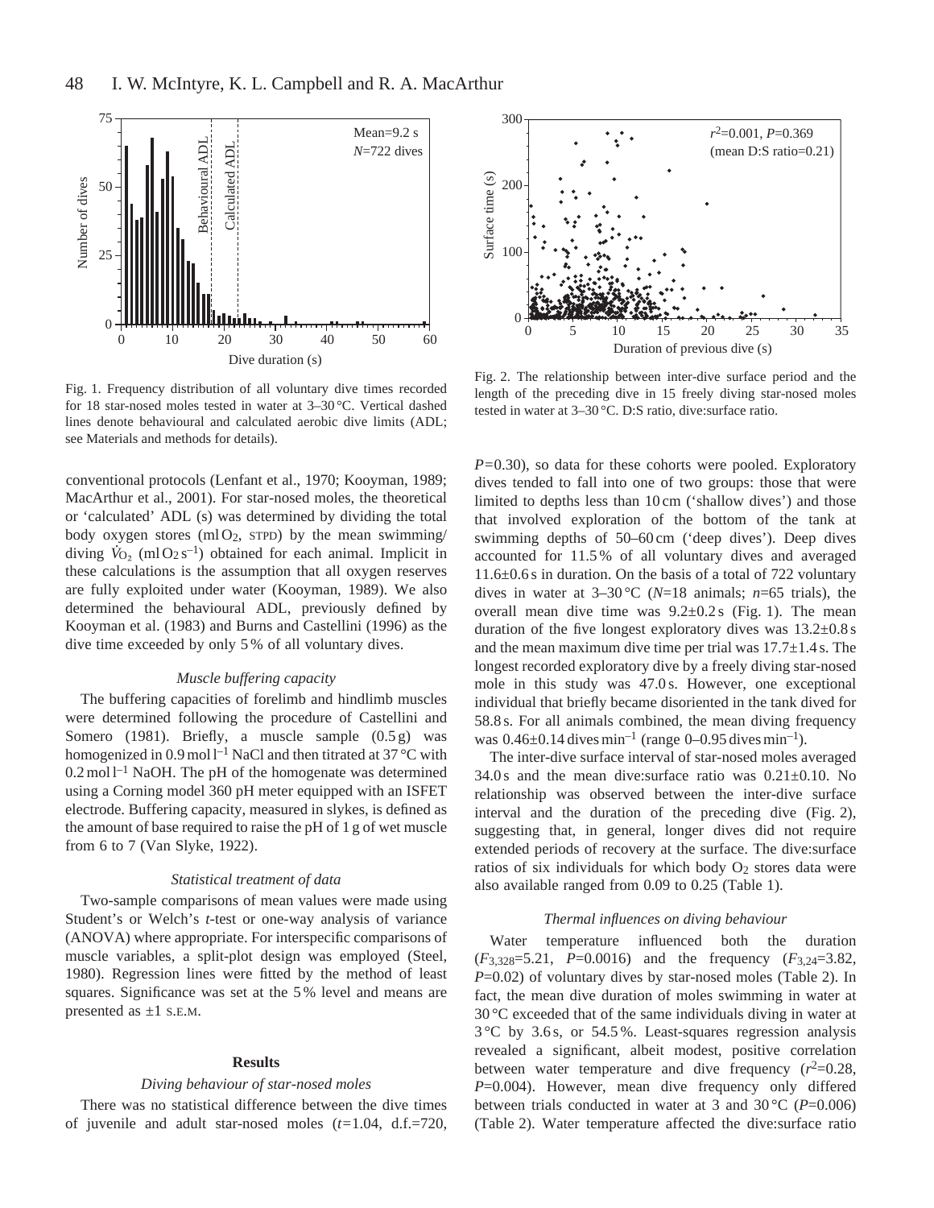Fig. 1. Frequency distribution of all voluntary dive times recorded for 18 star-nosed moles tested in water at 3–30 °C. Vertical dashed lines denote behavioural and calculated aerobic dive limits (ADL; see Materials and methods for details).

Fig. 2. The relationship between inter-dive surface period and the length of the preceding dive in 15 freely diving star-nosed moles tested in water at 3–30 °C. D:S ratio, dive:surface ratio.

conventional protocols (Lenfant et al., 1970; Kooyman, 1989; MacArthur et al., 2001). For star-nosed moles, the theoretical or 'calculated' ADL (s) was determined by dividing the total body oxygen stores (ml $O_2$, STPD) by the mean swimming/diving $\dot{V}_{O_2}$ (ml $O_2$ s$^{-1}$) obtained for each animal. Implicit in these calculations is the assumption that all oxygen reserves are fully exploited under water (Kooyman, 1989). We also determined the behavioural ADL, previously defined by Kooyman et al. (1983) and Burns and Castellini (1996) as the dive time exceeded by only 5 % of all voluntary dives.

### *Muscle buffering capacity*

The buffering capacities of forelimb and hindlimb muscles were determined following the procedure of Castellini and Somero (1981). Briefly, a muscle sample (0.5 g) was homogenized in 0.9 mol l$^{-1}$ NaCl and then titrated at 37 °C with 0.2 mol l$^{-1}$ NaOH. The pH of the homogenate was determined using a Corning model 360 pH meter equipped with an ISFET electrode. Buffering capacity, measured in slykes, is defined as the amount of base required to raise the pH of 1 g of wet muscle from 6 to 7 (Van Slyke, 1922).

### *Statistical treatment of data*

Two-sample comparisons of mean values were made using Student's or Welch's *t*-test or one-way analysis of variance (ANOVA) where appropriate. For interspecific comparisons of muscle variables, a split-plot design was employed (Steel, 1980). Regression lines were fitted by the method of least squares. Significance was set at the 5 % level and means are presented as ±1 S.E.M.

## Results

### *Diving behaviour of star-nosed moles*

There was no statistical difference between the dive times of juvenile and adult star-nosed moles ($t$=1.04, d.f.=720, $P$=0.30), so data for these cohorts were pooled. Exploratory dives tended to fall into one of two groups: those that were limited to depths less than 10 cm ('shallow dives') and those that involved exploration of the bottom of the tank at swimming depths of 50–60 cm ('deep dives'). Deep dives accounted for 11.5 % of all voluntary dives and averaged 11.6±0.6 s in duration. On the basis of a total of 722 voluntary dives in water at 3–30 °C ($N$=18 animals; $n$=65 trials), the overall mean dive time was 9.2±0.2 s (Fig. 1). The mean duration of the five longest exploratory dives was 13.2±0.8 s and the mean maximum dive time per trial was 17.7±1.4 s. The longest recorded exploratory dive by a freely diving star-nosed mole in this study was 47.0 s. However, one exceptional individual that briefly became disoriented in the tank dived for 58.8 s. For all animals combined, the mean diving frequency was 0.46±0.14 dives min$^{-1}$ (range 0–0.95 dives min$^{-1}$).

The inter-dive surface interval of star-nosed moles averaged 34.0 s and the mean dive:surface ratio was 0.21±0.10. No relationship was observed between the inter-dive surface interval and the duration of the preceding dive (Fig. 2), suggesting that, in general, longer dives did not require extended periods of recovery at the surface. The dive:surface ratios of six individuals for which body $O_2$ stores data were also available ranged from 0.09 to 0.25 (Table 1).

### *Thermal influences on diving behaviour*

Water temperature influenced both the duration ($F_{3,328}$=5.21, $P$=0.0016) and the frequency ($F_{3,24}$=3.82, $P$=0.02) of voluntary dives by star-nosed moles (Table 2). In fact, the mean dive duration of moles swimming in water at 30 °C exceeded that of the same individuals diving in water at 3 °C by 3.6 s, or 54.5 %. Least-squares regression analysis revealed a significant, albeit modest, positive correlation between water temperature and dive frequency ($r^2$=0.28, $P$=0.004). However, mean dive frequency only differed between trials conducted in water at 3 and 30 °C ($P$=0.006) (Table 2). Water temperature affected the dive:surface ratio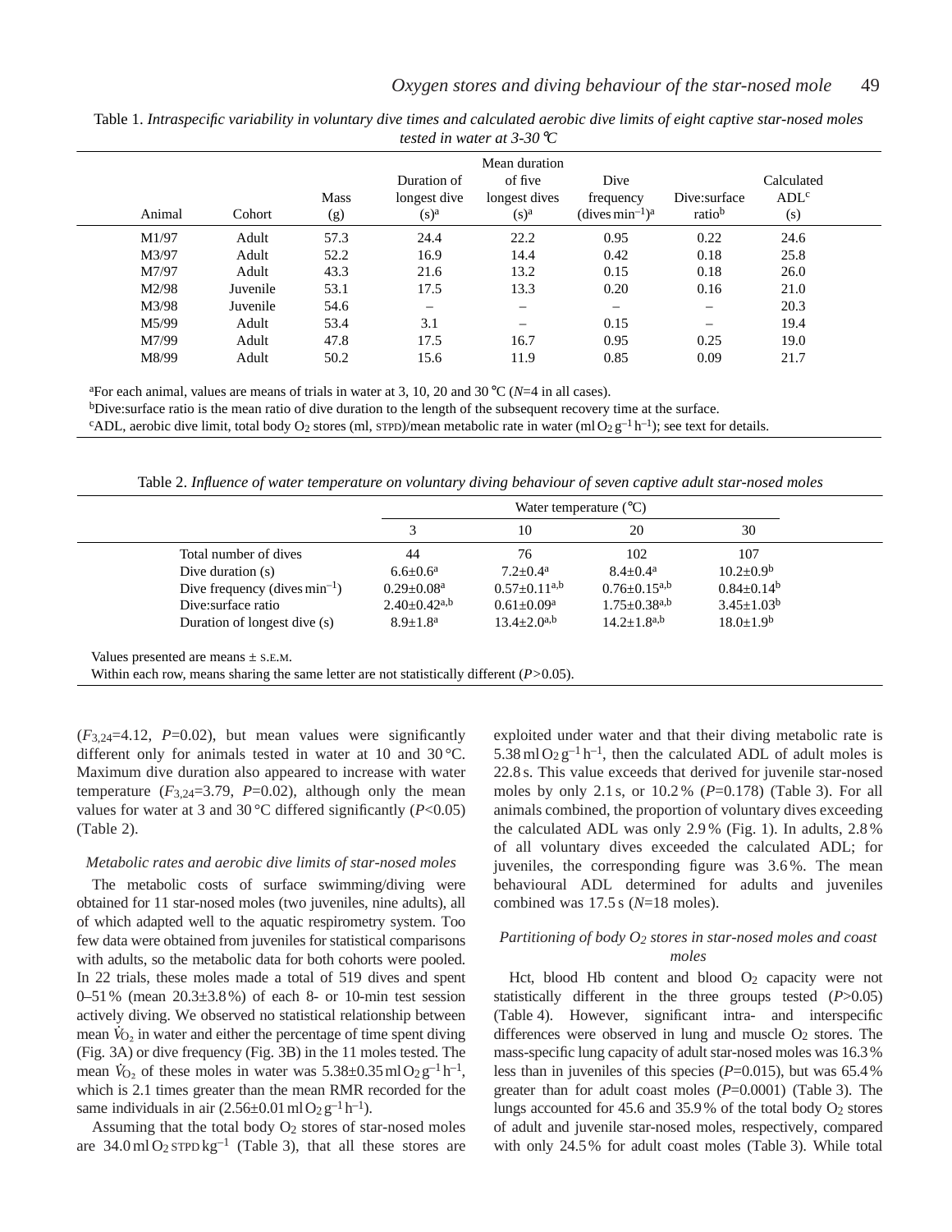Table 1. *Intraspecific variability in voluntary dive times and calculated aerobic dive limits of eight captive star-nosed moles tested in water at 3-30 °C*

| Animal | Cohort | Mass (g) | Duration of longest dive (s)[a] | Mean duration of five longest dives (s)[a] | Dive frequency (dives $min^{-1}$)[a] | Dive:surface ratio[b] | Calculated ADL[c] (s) |
|---|---|---|---|---|---|---|---|
| M1/97 | Adult | 57.3 | 24.4 | 22.2 | 0.95 | 0.22 | 24.6 |
| M3/97 | Adult | 52.2 | 16.9 | 14.4 | 0.42 | 0.18 | 25.8 |
| M7/97 | Adult | 43.3 | 21.6 | 13.2 | 0.15 | 0.18 | 26.0 |
| M2/98 | Juvenile | 53.1 | 17.5 | 13.3 | 0.20 | 0.16 | 21.0 |
| M3/98 | Juvenile | 54.6 | – | – | – | – | 20.3 |
| M5/99 | Adult | 53.4 | 3.1 | – | 0.15 | – | 19.4 |
| M7/99 | Adult | 47.8 | 17.5 | 16.7 | 0.95 | 0.25 | 19.0 |
| M8/99 | Adult | 50.2 | 15.6 | 11.9 | 0.85 | 0.09 | 21.7 |

[a]For each animal, values are means of trials in water at 3, 10, 20 and 30 °C (*N*=4 in all cases).

[b]Dive:surface ratio is the mean ratio of dive duration to the length of the subsequent recovery time at the surface.

[c]ADL, aerobic dive limit, total body $O_2$ stores (ml, STPD)/mean metabolic rate in water (ml $O_2$ $g^{-1}$ $h^{-1}$); see text for details.

Table 2. *Influence of water temperature on voluntary diving behaviour of seven captive adult star-nosed moles*

| | Water temperature (°C) | | | |
|---|---|---|---|---|
| | 3 | 10 | 20 | 30 |
| Total number of dives | 44 | 76 | 102 | 107 |
| Dive duration (s) | 6.6±0.6[a] | 7.2±0.4[a] | 8.4±0.4[a] | 10.2±0.9[b] |
| Dive frequency (dives $min^{-1}$) | 0.29±0.08[a] | 0.57±0.11[a,b] | 0.76±0.15[a,b] | 0.84±0.14[b] |
| Dive:surface ratio | 2.40±0.42[a,b] | 0.61±0.09[a] | 1.75±0.38[a,b] | 3.45±1.03[b] |
| Duration of longest dive (s) | 8.9±1.8[a] | 13.4±2.0[a,b] | 14.2±1.8[a,b] | 18.0±1.9[b] |

Values presented are means ± S.E.M.

Within each row, means sharing the same letter are not statistically different ($P$>0.05).

($F_{3,24}$=4.12, $P$=0.02), but mean values were significantly different only for animals tested in water at 10 and 30 °C. Maximum dive duration also appeared to increase with water temperature ($F_{3,24}$=3.79, $P$=0.02), although only the mean values for water at 3 and 30 °C differed significantly ($P$<0.05) (Table 2).

### *Metabolic rates and aerobic dive limits of star-nosed moles*

The metabolic costs of surface swimming/diving were obtained for 11 star-nosed moles (two juveniles, nine adults), all of which adapted well to the aquatic respirometry system. Too few data were obtained from juveniles for statistical comparisons with adults, so the metabolic data for both cohorts were pooled. In 22 trials, these moles made a total of 519 dives and spent 0–51 % (mean 20.3±3.8 %) of each 8- or 10-min test session actively diving. We observed no statistical relationship between mean $\dot{V}_{O_2}$ in water and either the percentage of time spent diving (Fig. 3A) or dive frequency (Fig. 3B) in the 11 moles tested. The mean $\dot{V}_{O_2}$ of these moles in water was 5.38±0.35 ml $O_2$ $g^{-1}$ $h^{-1}$, which is 2.1 times greater than the mean RMR recorded for the same individuals in air (2.56±0.01 ml $O_2$ $g^{-1}$ $h^{-1}$).

Assuming that the total body $O_2$ stores of star-nosed moles are 34.0 ml $O_2$ STPD $kg^{-1}$ (Table 3), that all these stores are exploited under water and that their diving metabolic rate is 5.38 ml $O_2$ $g^{-1}$ $h^{-1}$, then the calculated ADL of adult moles is 22.8 s. This value exceeds that derived for juvenile star-nosed moles by only 2.1 s, or 10.2 % ($P$=0.178) (Table 3). For all animals combined, the proportion of voluntary dives exceeding the calculated ADL was only 2.9 % (Fig. 1). In adults, 2.8 % of all voluntary dives exceeded the calculated ADL; for juveniles, the corresponding figure was 3.6 %. The mean behavioural ADL determined for adults and juveniles combined was 17.5 s ($N$=18 moles).

### *Partitioning of body $O_2$ stores in star-nosed moles and coast moles*

Hct, blood Hb content and blood $O_2$ capacity were not statistically different in the three groups tested ($P$>0.05) (Table 4). However, significant intra- and interspecific differences were observed in lung and muscle $O_2$ stores. The mass-specific lung capacity of adult star-nosed moles was 16.3 % less than in juveniles of this species ($P$=0.015), but was 65.4 % greater than for adult coast moles ($P$=0.0001) (Table 3). The lungs accounted for 45.6 and 35.9 % of the total body $O_2$ stores of adult and juvenile star-nosed moles, respectively, compared with only 24.5 % for adult coast moles (Table 3). While total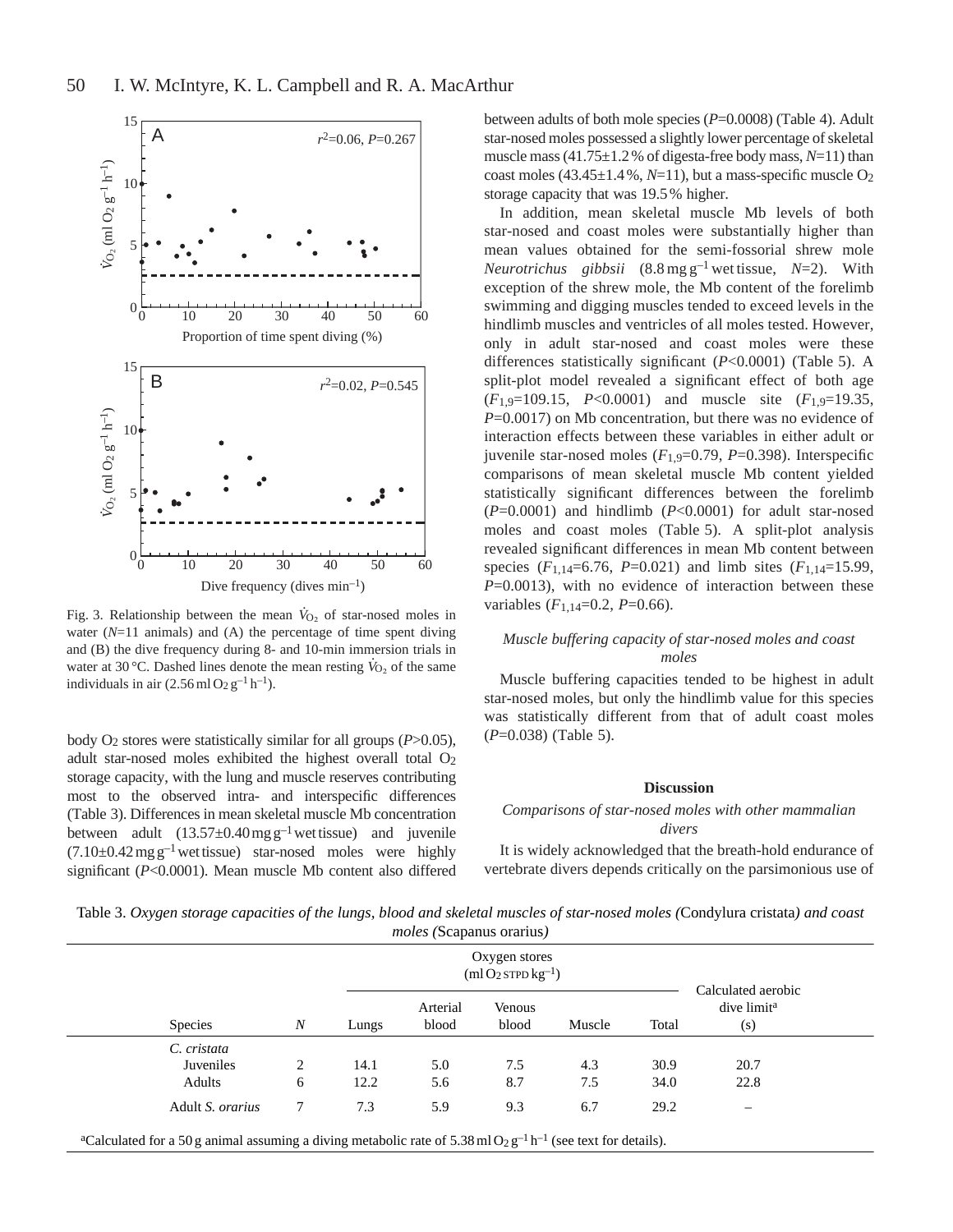Fig. 3. Relationship between the mean $\dot{V}_{O_2}$ of star-nosed moles in water ($N$=11 animals) and (A) the percentage of time spent diving and (B) the dive frequency during 8- and 10-min immersion trials in water at 30 °C. Dashed lines denote the mean resting $\dot{V}_{O_2}$ of the same individuals in air (2.56 ml $O_2$ g$^{-1}$ h$^{-1}$).

body $O_2$ stores were statistically similar for all groups ($P$>0.05), adult star-nosed moles exhibited the highest overall total $O_2$ storage capacity, with the lung and muscle reserves contributing most to the observed intra- and interspecific differences (Table 3). Differences in mean skeletal muscle Mb concentration between adult (13.57±0.40 mg g$^{-1}$ wet tissue) and juvenile (7.10±0.42 mg g$^{-1}$ wet tissue) star-nosed moles were highly significant ($P$<0.0001). Mean muscle Mb content also differed between adults of both mole species ($P$=0.0008) (Table 4). Adult star-nosed moles possessed a slightly lower percentage of skeletal muscle mass (41.75±1.2 % of digesta-free body mass, $N$=11) than coast moles (43.45±1.4 %, $N$=11), but a mass-specific muscle $O_2$ storage capacity that was 19.5 % higher.

In addition, mean skeletal muscle Mb levels of both star-nosed and coast moles were substantially higher than mean values obtained for the semi-fossorial shrew mole *Neurotrichus gibbsii* (8.8 mg g$^{-1}$ wet tissue, $N$=2). With exception of the shrew mole, the Mb content of the forelimb swimming and digging muscles tended to exceed levels in the hindlimb muscles and ventricles of all moles tested. However, only in adult star-nosed and coast moles were these differences statistically significant ($P$<0.0001) (Table 5). A split-plot model revealed a significant effect of both age ($F_{1,9}$=109.15, $P$<0.0001) and muscle site ($F_{1,9}$=19.35, $P$=0.0017) on Mb concentration, but there was no evidence of interaction effects between these variables in either adult or juvenile star-nosed moles ($F_{1,9}$=0.79, $P$=0.398). Interspecific comparisons of mean skeletal muscle Mb content yielded statistically significant differences between the forelimb ($P$=0.0001) and hindlimb ($P$<0.0001) for adult star-nosed moles and coast moles (Table 5). A split-plot analysis revealed significant differences in mean Mb content between species ($F_{1,14}$=6.76, $P$=0.021) and limb sites ($F_{1,14}$=15.99, $P$=0.0013), with no evidence of interaction between these variables ($F_{1,14}$=0.2, $P$=0.66).

### *Muscle buffering capacity of star-nosed moles and coast moles*

Muscle buffering capacities tended to be highest in adult star-nosed moles, but only the hindlimb value for this species was statistically different from that of adult coast moles ($P$=0.038) (Table 5).

## Discussion

### *Comparisons of star-nosed moles with other mammalian divers*

It is widely acknowledged that the breath-hold endurance of vertebrate divers depends critically on the parsimonious use of

Table 3. *Oxygen storage capacities of the lungs, blood and skeletal muscles of star-nosed moles (*Condylura cristata*) and coast moles (*Scapanus orarius*)*

| Species | $N$ | Oxygen stores (ml $O_2$ STPD kg$^{-1}$) | | | | | Calculated aerobic dive limit[a] (s) |
|---|---|---|---|---|---|---|---|
| | | Lungs | Arterial blood | Venous blood | Muscle | Total | |
| *C. cristata* | | | | | | | |
| Juveniles | 2 | 14.1 | 5.0 | 7.5 | 4.3 | 30.9 | 20.7 |
| Adults | 6 | 12.2 | 5.6 | 8.7 | 7.5 | 34.0 | 22.8 |
| Adult *S. orarius* | 7 | 7.3 | 5.9 | 9.3 | 6.7 | 29.2 | – |

[a]Calculated for a 50 g animal assuming a diving metabolic rate of 5.38 ml $O_2$ g$^{-1}$ h$^{-1}$ (see text for details).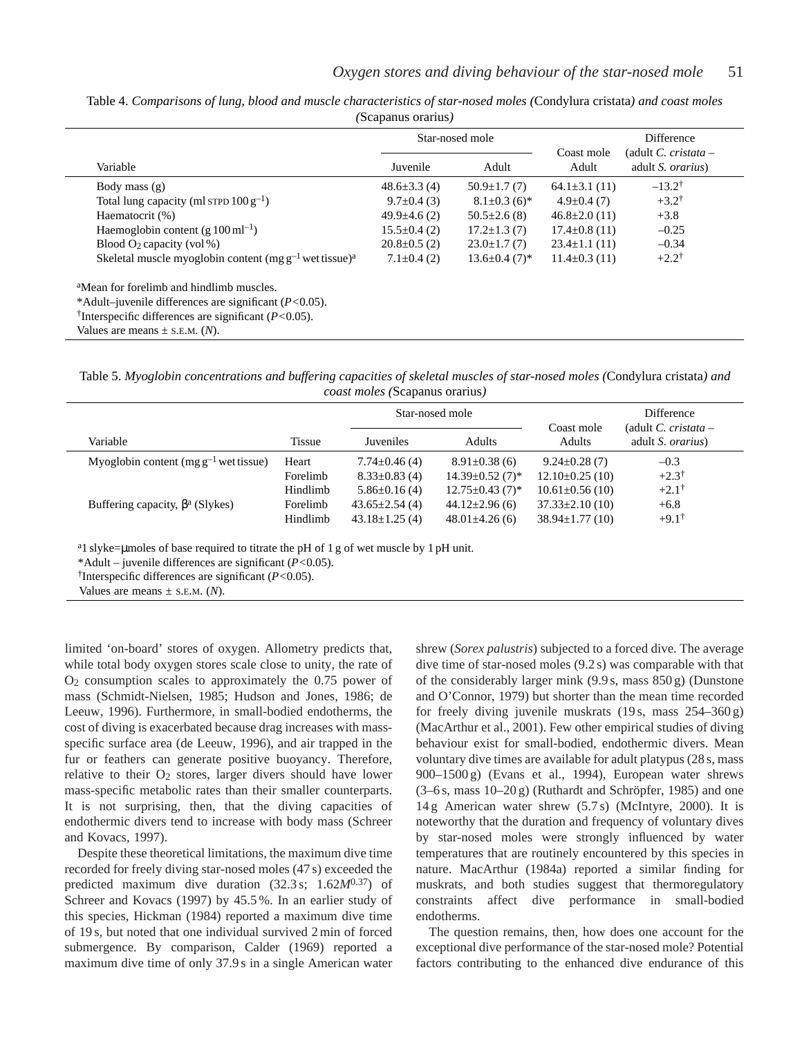Table 4. *Comparisons of lung, blood and muscle characteristics of star-nosed moles (*Condylura cristata*) and coast moles (*Scapanus orarius*)*

| Variable | Star-nosed mole Juvenile | Star-nosed mole Adult | Coast mole Adult | Difference (adult *C. cristata* – adult *S. orarius*) |
|---|---|---|---|---|
| Body mass (g) | 48.6±3.3 (4) | 50.9±1.7 (7) | 64.1±3.1 (11) | –13.2[†] |
| Total lung capacity (ml STPD 100 $g^{-1}$) | 9.7±0.4 (3) | 8.1±0.3 (6)* | 4.9±0.4 (7) | +3.2[†] |
| Haematocrit (%) | 49.9±4.6 (2) | 50.5±2.6 (8) | 46.8±2.0 (11) | +3.8 |
| Haemoglobin content (g 100 $ml^{-1}$) | 15.5±0.4 (2) | 17.2±1.3 (7) | 17.4±0.8 (11) | –0.25 |
| Blood $O_2$ capacity (vol %) | 20.8±0.5 (2) | 23.0±1.7 (7) | 23.4±1.1 (11) | –0.34 |
| Skeletal muscle myoglobin content (mg $g^{-1}$ wet tissue)[a] | 7.1±0.4 (2) | 13.6±0.4 (7)* | 11.4±0.3 (11) | +2.2[†] |

[a]Mean for forelimb and hindlimb muscles.
*Adult–juvenile differences are significant ($P<0.05$).
[†]Interspecific differences are significant ($P<0.05$).
Values are means ± S.E.M. ($N$).

Table 5. *Myoglobin concentrations and buffering capacities of skeletal muscles of star-nosed moles (*Condylura cristata*) and coast moles (*Scapanus orarius*)*

| Variable | Tissue | Star-nosed mole Juveniles | Star-nosed mole Adults | Coast mole Adults | Difference (adult *C. cristata* – adult *S. orarius*) |
|---|---|---|---|---|---|
| Myoglobin content (mg $g^{-1}$ wet tissue) | Heart | 7.74±0.46 (4) | 8.91±0.38 (6) | 9.24±0.28 (7) | –0.3 |
| | Forelimb | 8.33±0.83 (4) | 14.39±0.52 (7)* | 12.10±0.25 (10) | +2.3[†] |
| | Hindlimb | 5.86±0.16 (4) | 12.75±0.43 (7)* | 10.61±0.56 (10) | +2.1[†] |
| Buffering capacity, $\beta$[a] (Slykes) | Forelimb | 43.65±2.54 (4) | 44.12±2.96 (6) | 37.33±2.10 (10) | +6.8 |
| | Hindlimb | 43.18±1.25 (4) | 48.01±4.26 (6) | 38.94±1.77 (10) | +9.1[†] |

[a]1 slyke=μmoles of base required to titrate the pH of 1 g of wet muscle by 1 pH unit.
*Adult – juvenile differences are significant ($P<0.05$).
[†]Interspecific differences are significant ($P<0.05$).
Values are means ± S.E.M. ($N$).

limited 'on-board' stores of oxygen. Allometry predicts that, while total body oxygen stores scale close to unity, the rate of $O_2$ consumption scales to approximately the 0.75 power of mass (Schmidt-Nielsen, 1985; Hudson and Jones, 1986; de Leeuw, 1996). Furthermore, in small-bodied endotherms, the cost of diving is exacerbated because drag increases with mass-specific surface area (de Leeuw, 1996), and air trapped in the fur or feathers can generate positive buoyancy. Therefore, relative to their $O_2$ stores, larger divers should have lower mass-specific metabolic rates than their smaller counterparts. It is not surprising, then, that the diving capacities of endothermic divers tend to increase with body mass (Schreer and Kovacs, 1997).

Despite these theoretical limitations, the maximum dive time recorded for freely diving star-nosed moles (47 s) exceeded the predicted maximum dive duration (32.3 s; $1.62M^{0.37}$) of Schreer and Kovacs (1997) by 45.5 %. In an earlier study of this species, Hickman (1984) reported a maximum dive time of 19 s, but noted that one individual survived 2 min of forced submergence. By comparison, Calder (1969) reported a maximum dive time of only 37.9 s in a single American water shrew (*Sorex palustris*) subjected to a forced dive. The average dive time of star-nosed moles (9.2 s) was comparable with that of the considerably larger mink (9.9 s, mass 850 g) (Dunstone and O'Connor, 1979) but shorter than the mean time recorded for freely diving juvenile muskrats (19 s, mass 254–360 g) (MacArthur et al., 2001). Few other empirical studies of diving behaviour exist for small-bodied, endothermic divers. Mean voluntary dive times are available for adult platypus (28 s, mass 900–1500 g) (Evans et al., 1994), European water shrews (3–6 s, mass 10–20 g) (Ruthardt and Schröpfer, 1985) and one 14 g American water shrew (5.7 s) (McIntyre, 2000). It is noteworthy that the duration and frequency of voluntary dives by star-nosed moles were strongly influenced by water temperatures that are routinely encountered by this species in nature. MacArthur (1984a) reported a similar finding for muskrats, and both studies suggest that thermoregulatory constraints affect dive performance in small-bodied endotherms.

The question remains, then, how does one account for the exceptional dive performance of the star-nosed mole? Potential factors contributing to the enhanced dive endurance of this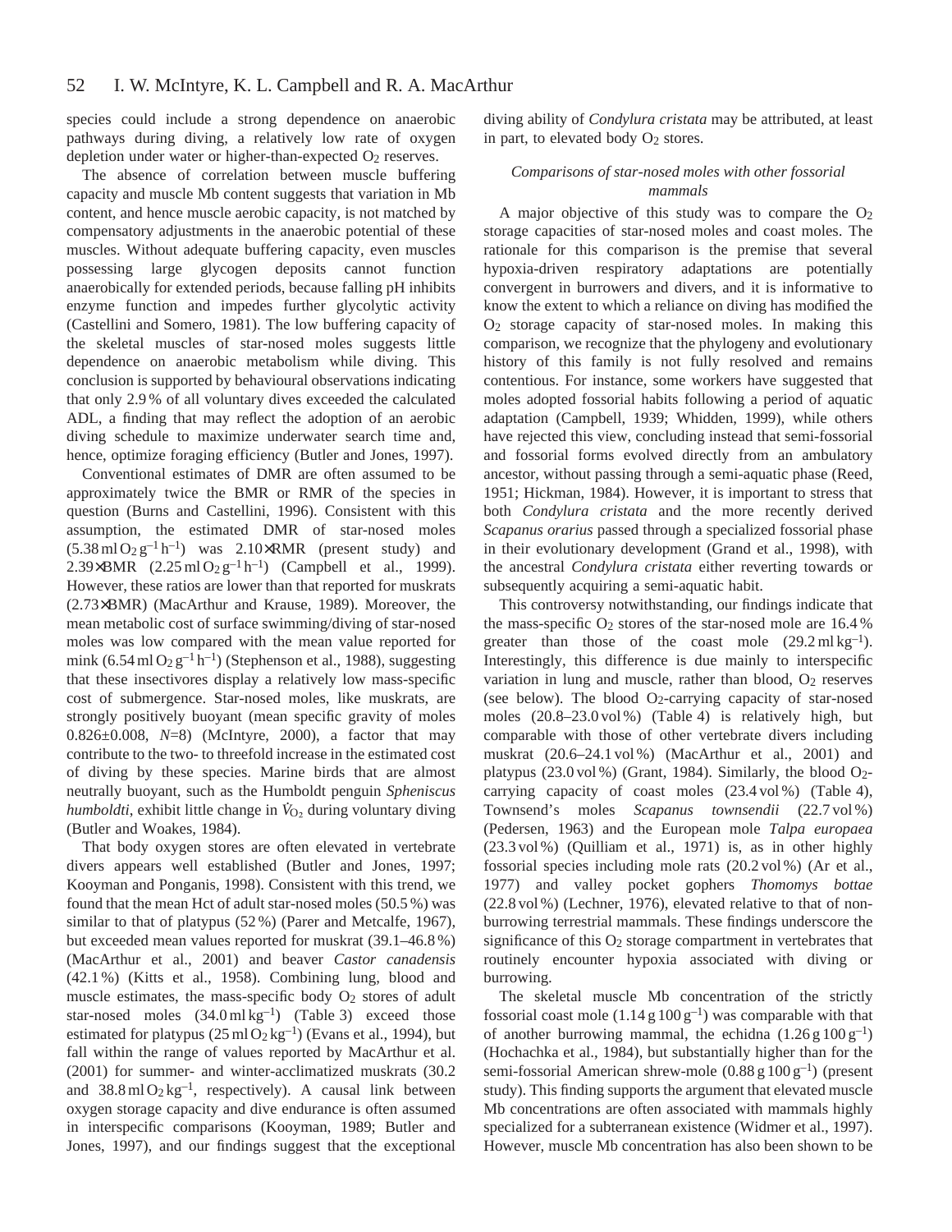species could include a strong dependence on anaerobic pathways during diving, a relatively low rate of oxygen depletion under water or higher-than-expected $O_2$ reserves.

The absence of correlation between muscle buffering capacity and muscle Mb content suggests that variation in Mb content, and hence muscle aerobic capacity, is not matched by compensatory adjustments in the anaerobic potential of these muscles. Without adequate buffering capacity, even muscles possessing large glycogen deposits cannot function anaerobically for extended periods, because falling pH inhibits enzyme function and impedes further glycolytic activity (Castellini and Somero, 1981). The low buffering capacity of the skeletal muscles of star-nosed moles suggests little dependence on anaerobic metabolism while diving. This conclusion is supported by behavioural observations indicating that only 2.9 % of all voluntary dives exceeded the calculated ADL, a finding that may reflect the adoption of an aerobic diving schedule to maximize underwater search time and, hence, optimize foraging efficiency (Butler and Jones, 1997).

Conventional estimates of DMR are often assumed to be approximately twice the BMR or RMR of the species in question (Burns and Castellini, 1996). Consistent with this assumption, the estimated DMR of star-nosed moles ($5.38\,\mathrm{ml\,O_2\,g^{-1}\,h^{-1}}$) was 2.10×RMR (present study) and 2.39×BMR ($2.25\,\mathrm{ml\,O_2\,g^{-1}\,h^{-1}}$) (Campbell et al., 1999). However, these ratios are lower than that reported for muskrats (2.73×BMR) (MacArthur and Krause, 1989). Moreover, the mean metabolic cost of surface swimming/diving of star-nosed moles was low compared with the mean value reported for mink ($6.54\,\mathrm{ml\,O_2\,g^{-1}\,h^{-1}}$) (Stephenson et al., 1988), suggesting that these insectivores display a relatively low mass-specific cost of submergence. Star-nosed moles, like muskrats, are strongly positively buoyant (mean specific gravity of moles 0.826±0.008, $N$=8) (McIntyre, 2000), a factor that may contribute to the two- to threefold increase in the estimated cost of diving by these species. Marine birds that are almost neutrally buoyant, such as the Humboldt penguin *Spheniscus humboldti*, exhibit little change in $\dot{V}_{O_2}$ during voluntary diving (Butler and Woakes, 1984).

That body oxygen stores are often elevated in vertebrate divers appears well established (Butler and Jones, 1997; Kooyman and Ponganis, 1998). Consistent with this trend, we found that the mean Hct of adult star-nosed moles (50.5 %) was similar to that of platypus (52 %) (Parer and Metcalfe, 1967), but exceeded mean values reported for muskrat (39.1–46.8 %) (MacArthur et al., 2001) and beaver *Castor canadensis* (42.1 %) (Kitts et al., 1958). Combining lung, blood and muscle estimates, the mass-specific body $O_2$ stores of adult star-nosed moles ($34.0\,\mathrm{ml\,kg^{-1}}$) (Table 3) exceed those estimated for platypus ($25\,\mathrm{ml\,O_2\,kg^{-1}}$) (Evans et al., 1994), but fall within the range of values reported by MacArthur et al. (2001) for summer- and winter-acclimatized muskrats (30.2 and $38.8\,\mathrm{ml\,O_2\,kg^{-1}}$, respectively). A causal link between oxygen storage capacity and dive endurance is often assumed in interspecific comparisons (Kooyman, 1989; Butler and Jones, 1997), and our findings suggest that the exceptional diving ability of *Condylura cristata* may be attributed, at least in part, to elevated body $O_2$ stores.

### *Comparisons of star-nosed moles with other fossorial mammals*

A major objective of this study was to compare the $O_2$ storage capacities of star-nosed moles and coast moles. The rationale for this comparison is the premise that several hypoxia-driven respiratory adaptations are potentially convergent in burrowers and divers, and it is informative to know the extent to which a reliance on diving has modified the $O_2$ storage capacity of star-nosed moles. In making this comparison, we recognize that the phylogeny and evolutionary history of this family is not fully resolved and remains contentious. For instance, some workers have suggested that moles adopted fossorial habits following a period of aquatic adaptation (Campbell, 1939; Whidden, 1999), while others have rejected this view, concluding instead that semi-fossorial and fossorial forms evolved directly from an ambulatory ancestor, without passing through a semi-aquatic phase (Reed, 1951; Hickman, 1984). However, it is important to stress that both *Condylura cristata* and the more recently derived *Scapanus orarius* passed through a specialized fossorial phase in their evolutionary development (Grand et al., 1998), with the ancestral *Condylura cristata* either reverting towards or subsequently acquiring a semi-aquatic habit.

This controversy notwithstanding, our findings indicate that the mass-specific $O_2$ stores of the star-nosed mole are 16.4 % greater than those of the coast mole ($29.2\,\mathrm{ml\,kg^{-1}}$). Interestingly, this difference is due mainly to interspecific variation in lung and muscle, rather than blood, $O_2$ reserves (see below). The blood $O_2$-carrying capacity of star-nosed moles (20.8–23.0 vol %) (Table 4) is relatively high, but comparable with those of other vertebrate divers including muskrat (20.6–24.1 vol %) (MacArthur et al., 2001) and platypus (23.0 vol %) (Grant, 1984). Similarly, the blood $O_2$-carrying capacity of coast moles (23.4 vol %) (Table 4), Townsend's moles *Scapanus townsendii* (22.7 vol %) (Pedersen, 1963) and the European mole *Talpa europaea* (23.3 vol %) (Quilliam et al., 1971) is, as in other highly fossorial species including mole rats (20.2 vol %) (Ar et al., 1977) and valley pocket gophers *Thomomys bottae* (22.8 vol %) (Lechner, 1976), elevated relative to that of non-burrowing terrestrial mammals. These findings underscore the significance of this $O_2$ storage compartment in vertebrates that routinely encounter hypoxia associated with diving or burrowing.

The skeletal muscle Mb concentration of the strictly fossorial coast mole ($1.14\,\mathrm{g\,100\,g^{-1}}$) was comparable with that of another burrowing mammal, the echidna ($1.26\,\mathrm{g\,100\,g^{-1}}$) (Hochachka et al., 1984), but substantially higher than for the semi-fossorial American shrew-mole ($0.88\,\mathrm{g\,100\,g^{-1}}$) (present study). This finding supports the argument that elevated muscle Mb concentrations are often associated with mammals highly specialized for a subterranean existence (Widmer et al., 1997). However, muscle Mb concentration has also been shown to be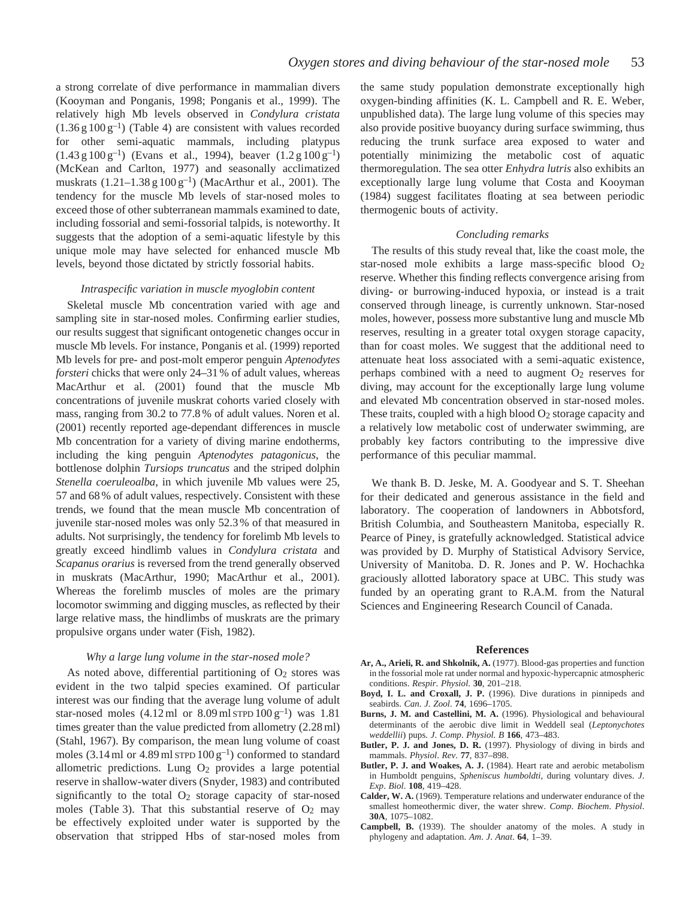a strong correlate of dive performance in mammalian divers (Kooyman and Ponganis, 1998; Ponganis et al., 1999). The relatively high Mb levels observed in *Condylura cristata* ($1.36\,g\,100\,g^{-1}$) (Table 4) are consistent with values recorded for other semi-aquatic mammals, including platypus ($1.43\,g\,100\,g^{-1}$) (Evans et al., 1994), beaver ($1.2\,g\,100\,g^{-1}$) (McKean and Carlton, 1977) and seasonally acclimatized muskrats ($1.21–1.38\,g\,100\,g^{-1}$) (MacArthur et al., 2001). The tendency for the muscle Mb levels of star-nosed moles to exceed those of other subterranean mammals examined to date, including fossorial and semi-fossorial talpids, is noteworthy. It suggests that the adoption of a semi-aquatic lifestyle by this unique mole may have selected for enhanced muscle Mb levels, beyond those dictated by strictly fossorial habits.

### *Intraspecific variation in muscle myoglobin content*

Skeletal muscle Mb concentration varied with age and sampling site in star-nosed moles. Confirming earlier studies, our results suggest that significant ontogenetic changes occur in muscle Mb levels. For instance, Ponganis et al. (1999) reported Mb levels for pre- and post-molt emperor penguin *Aptenodytes forsteri* chicks that were only 24–31 % of adult values, whereas MacArthur et al. (2001) found that the muscle Mb concentrations of juvenile muskrat cohorts varied closely with mass, ranging from 30.2 to 77.8 % of adult values. Noren et al. (2001) recently reported age-dependant differences in muscle Mb concentration for a variety of diving marine endotherms, including the king penguin *Aptenodytes patagonicus*, the bottlenose dolphin *Tursiops truncatus* and the striped dolphin *Stenella coeruleoalba*, in which juvenile Mb values were 25, 57 and 68 % of adult values, respectively. Consistent with these trends, we found that the mean muscle Mb concentration of juvenile star-nosed moles was only 52.3 % of that measured in adults. Not surprisingly, the tendency for forelimb Mb levels to greatly exceed hindlimb values in *Condylura cristata* and *Scapanus orarius* is reversed from the trend generally observed in muskrats (MacArthur, 1990; MacArthur et al., 2001). Whereas the forelimb muscles of moles are the primary locomotor swimming and digging muscles, as reflected by their large relative mass, the hindlimbs of muskrats are the primary propulsive organs under water (Fish, 1982).

### *Why a large lung volume in the star-nosed mole?*

As noted above, differential partitioning of $O_2$ stores was evident in the two talpid species examined. Of particular interest was our finding that the average lung volume of adult star-nosed moles (4.12 ml or $8.09\,ml\,\text{STPD}\,100\,g^{-1}$) was 1.81 times greater than the value predicted from allometry (2.28 ml) (Stahl, 1967). By comparison, the mean lung volume of coast moles (3.14 ml or $4.89\,ml\,\text{STPD}\,100\,g^{-1}$) conformed to standard allometric predictions. Lung $O_2$ provides a large potential reserve in shallow-water divers (Snyder, 1983) and contributed significantly to the total $O_2$ storage capacity of star-nosed moles (Table 3). That this substantial reserve of $O_2$ may be effectively exploited under water is supported by the observation that stripped Hbs of star-nosed moles from the same study population demonstrate exceptionally high oxygen-binding affinities (K. L. Campbell and R. E. Weber, unpublished data). The large lung volume of this species may also provide positive buoyancy during surface swimming, thus reducing the trunk surface area exposed to water and potentially minimizing the metabolic cost of aquatic thermoregulation. The sea otter *Enhydra lutris* also exhibits an exceptionally large lung volume that Costa and Kooyman (1984) suggest facilitates floating at sea between periodic thermogenic bouts of activity.

### *Concluding remarks*

The results of this study reveal that, like the coast mole, the star-nosed mole exhibits a large mass-specific blood $O_2$ reserve. Whether this finding reflects convergence arising from diving- or burrowing-induced hypoxia, or instead is a trait conserved through lineage, is currently unknown. Star-nosed moles, however, possess more substantive lung and muscle Mb reserves, resulting in a greater total oxygen storage capacity, than for coast moles. We suggest that the additional need to attenuate heat loss associated with a semi-aquatic existence, perhaps combined with a need to augment $O_2$ reserves for diving, may account for the exceptionally large lung volume and elevated Mb concentration observed in star-nosed moles. These traits, coupled with a high blood $O_2$ storage capacity and a relatively low metabolic cost of underwater swimming, are probably key factors contributing to the impressive dive performance of this peculiar mammal.

We thank B. D. Jeske, M. A. Goodyear and S. T. Sheehan for their dedicated and generous assistance in the field and laboratory. The cooperation of landowners in Abbotsford, British Columbia, and Southeastern Manitoba, especially R. Pearce of Piney, is gratefully acknowledged. Statistical advice was provided by D. Murphy of Statistical Advisory Service, University of Manitoba. D. R. Jones and P. W. Hochachka graciously allotted laboratory space at UBC. This study was funded by an operating grant to R.A.M. from the Natural Sciences and Engineering Research Council of Canada.

## References

**Ar, A., Arieli, R. and Shkolnik, A.** (1977). Blood-gas properties and function in the fossorial mole rat under normal and hypoxic-hypercapnic atmospheric conditions. *Respir. Physiol.* **30**, 201–218.

**Boyd, I. L. and Croxall, J. P.** (1996). Dive durations in pinnipeds and seabirds. *Can. J. Zool.* **74**, 1696–1705.

**Burns, J. M. and Castellini, M. A.** (1996). Physiological and behavioural determinants of the aerobic dive limit in Weddell seal (*Leptonychotes weddellii*) pups. *J. Comp. Physiol. B* **166**, 473–483.

**Butler, P. J. and Jones, D. R.** (1997). Physiology of diving in birds and mammals. *Physiol. Rev.* **77**, 837–898.

**Butler, P. J. and Woakes, A. J.** (1984). Heart rate and aerobic metabolism in Humboldt penguins, *Spheniscus humboldti*, during voluntary dives. *J. Exp. Biol.* **108**, 419–428.

**Calder, W. A.** (1969). Temperature relations and underwater endurance of the smallest homeothermic diver, the water shrew. *Comp. Biochem. Physiol.* **30A**, 1075–1082.

**Campbell, B.** (1939). The shoulder anatomy of the moles. A study in phylogeny and adaptation. *Am. J. Anat.* **64**, 1–39.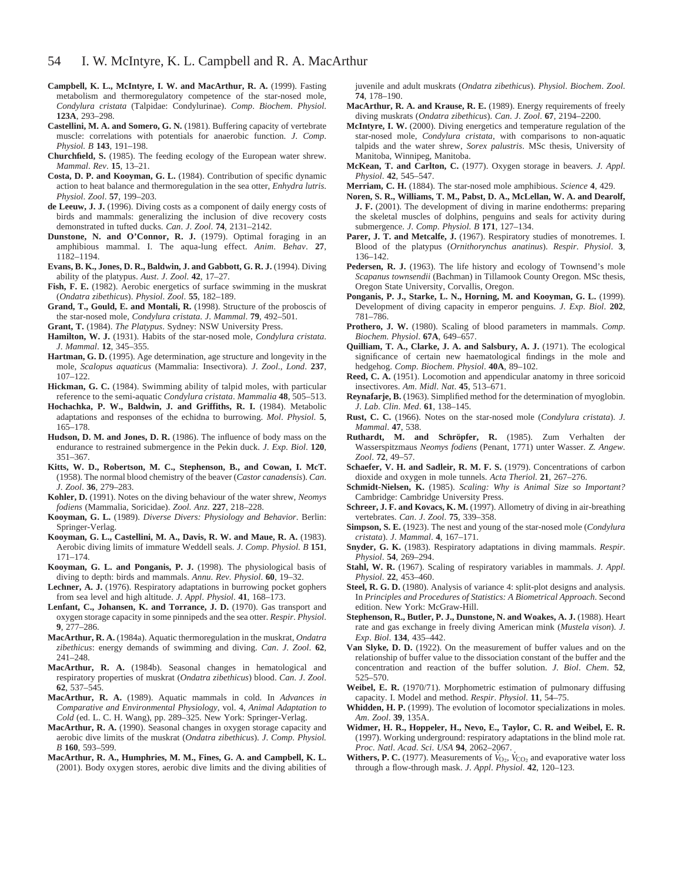**Campbell, K. L., McIntyre, I. W. and MacArthur, R. A.** (1999). Fasting metabolism and thermoregulatory competence of the star-nosed mole, *Condylura cristata* (Talpidae: Condylurinae). *Comp. Biochem. Physiol.* **123A**, 293–298.

**Castellini, M. A. and Somero, G. N.** (1981). Buffering capacity of vertebrate muscle: correlations with potentials for anaerobic function. *J. Comp. Physiol. B* **143**, 191–198.

**Churchfield, S.** (1985). The feeding ecology of the European water shrew. *Mammal. Rev.* **15**, 13–21.

**Costa, D. P. and Kooyman, G. L.** (1984). Contribution of specific dynamic action to heat balance and thermoregulation in the sea otter, *Enhydra lutris*. *Physiol. Zool.* **57**, 199–203.

**de Leeuw, J. J.** (1996). Diving costs as a component of daily energy costs of birds and mammals: generalizing the inclusion of dive recovery costs demonstrated in tufted ducks. *Can. J. Zool.* **74**, 2131–2142.

**Dunstone, N. and O'Connor, R. J.** (1979). Optimal foraging in an amphibious mammal. I. The aqua-lung effect. *Anim. Behav.* **27**, 1182–1194.

**Evans, B. K., Jones, D. R., Baldwin, J. and Gabbott, G. R. J.** (1994). Diving ability of the platypus. *Aust. J. Zool.* **42**, 17–27.

**Fish, F. E.** (1982). Aerobic energetics of surface swimming in the muskrat (*Ondatra zibethicus*). *Physiol. Zool.* **55**, 182–189.

**Grand, T., Gould, E. and Montali, R.** (1998). Structure of the proboscis of the star-nosed mole, *Condylura cristata*. *J. Mammal.* **79**, 492–501.

**Grant, T.** (1984). *The Platypus*. Sydney: NSW University Press.

**Hamilton, W. J.** (1931). Habits of the star-nosed mole, *Condylura cristata*. *J. Mammal.* **12**, 345–355.

**Hartman, G. D.** (1995). Age determination, age structure and longevity in the mole, *Scalopus aquaticus* (Mammalia: Insectivora). *J. Zool., Lond.* **237**, 107–122.

**Hickman, G. C.** (1984). Swimming ability of talpid moles, with particular reference to the semi-aquatic *Condylura cristata*. *Mammalia* **48**, 505–513.

**Hochachka, P. W., Baldwin, J. and Griffiths, R. I.** (1984). Metabolic adaptations and responses of the echidna to burrowing. *Mol. Physiol.* **5**, 165–178.

**Hudson, D. M. and Jones, D. R.** (1986). The influence of body mass on the endurance to restrained submergence in the Pekin duck. *J. Exp. Biol.* **120**, 351–367.

**Kitts, W. D., Robertson, M. C., Stephenson, B., and Cowan, I. McT.** (1958). The normal blood chemistry of the beaver (*Castor canadensis*). *Can. J. Zool.* **36**, 279–283.

**Kohler, D.** (1991). Notes on the diving behaviour of the water shrew, *Neomys fodiens* (Mammalia, Soricidae). *Zool. Anz.* **227**, 218–228.

**Kooyman, G. L.** (1989). *Diverse Divers: Physiology and Behavior*. Berlin: Springer-Verlag.

**Kooyman, G. L., Castellini, M. A., Davis, R. W. and Maue, R. A.** (1983). Aerobic diving limits of immature Weddell seals. *J. Comp. Physiol. B* **151**, 171–174.

**Kooyman, G. L. and Ponganis, P. J.** (1998). The physiological basis of diving to depth: birds and mammals. *Annu. Rev. Physiol.* **60**, 19–32.

**Lechner, A. J.** (1976). Respiratory adaptations in burrowing pocket gophers from sea level and high altitude. *J. Appl. Physiol.* **41**, 168–173.

**Lenfant, C., Johansen, K. and Torrance, J. D.** (1970). Gas transport and oxygen storage capacity in some pinnipeds and the sea otter. *Respir. Physiol.* **9**, 277–286.

**MacArthur, R. A.** (1984a). Aquatic thermoregulation in the muskrat, *Ondatra zibethicus*: energy demands of swimming and diving. *Can. J. Zool.* **62**, 241–248.

**MacArthur, R. A.** (1984b). Seasonal changes in hematological and respiratory properties of muskrat (*Ondatra zibethicus*) blood. *Can. J. Zool.* **62**, 537–545.

**MacArthur, R. A.** (1989). Aquatic mammals in cold. In *Advances in Comparative and Environmental Physiology*, vol. 4, *Animal Adaptation to Cold* (ed. L. C. H. Wang), pp. 289–325. New York: Springer-Verlag.

**MacArthur, R. A.** (1990). Seasonal changes in oxygen storage capacity and aerobic dive limits of the muskrat (*Ondatra zibethicus*). *J. Comp. Physiol. B* **160**, 593–599.

**MacArthur, R. A., Humphries, M. M., Fines, G. A. and Campbell, K. L.** (2001). Body oxygen stores, aerobic dive limits and the diving abilities of juvenile and adult muskrats (*Ondatra zibethicus*). *Physiol. Biochem. Zool.* **74**, 178–190.

**MacArthur, R. A. and Krause, R. E.** (1989). Energy requirements of freely diving muskrats (*Ondatra zibethicus*). *Can. J. Zool.* **67**, 2194–2200.

**McIntyre, I. W.** (2000). Diving energetics and temperature regulation of the star-nosed mole, *Condylura cristata*, with comparisons to non-aquatic talpids and the water shrew, *Sorex palustris*. MSc thesis, University of Manitoba, Winnipeg, Manitoba.

**McKean, T. and Carlton, C.** (1977). Oxygen storage in beavers. *J. Appl. Physiol.* **42**, 545–547.

**Merriam, C. H.** (1884). The star-nosed mole amphibious. *Science* **4**, 429.

**Noren, S. R., Williams, T. M., Pabst, D. A., McLellan, W. A. and Dearolf, J. F.** (2001). The development of diving in marine endotherms: preparing the skeletal muscles of dolphins, penguins and seals for activity during submergence. *J. Comp. Physiol. B* **171**, 127–134.

**Parer, J. T. and Metcalfe, J.** (1967). Respiratory studies of monotremes. I. Blood of the platypus (*Ornithorynchus anatinus*). *Respir. Physiol.* **3**, 136–142.

**Pedersen, R. J.** (1963). The life history and ecology of Townsend's mole *Scapanus townsendii* (Bachman) in Tillamook County Oregon. MSc thesis, Oregon State University, Corvallis, Oregon.

**Ponganis, P. J., Starke, L. N., Horning, M. and Kooyman, G. L.** (1999). Development of diving capacity in emperor penguins. *J. Exp. Biol.* **202**, 781–786.

**Prothero, J. W.** (1980). Scaling of blood parameters in mammals. *Comp. Biochem. Physiol.* **67A**, 649–657.

**Quilliam, T. A., Clarke, J. A. and Salsbury, A. J.** (1971). The ecological significance of certain new haematological findings in the mole and hedgehog. *Comp. Biochem. Physiol.* **40A**, 89–102.

**Reed, C. A.** (1951). Locomotion and appendicular anatomy in three soricoid insectivores. *Am. Midl. Nat.* **45**, 513–671.

**Reynafarje, B.** (1963). Simplified method for the determination of myoglobin. *J. Lab. Clin. Med.* **61**, 138–145.

**Rust, C. C.** (1966). Notes on the star-nosed mole (*Condylura cristata*). *J. Mammal.* **47**, 538.

**Ruthardt, M. and Schröpfer, R.** (1985). Zum Verhalten der Wasserspitzmaus *Neomys fodiens* (Penant, 1771) unter Wasser. *Z. Angew. Zool.* **72**, 49–57.

**Schaefer, V. H. and Sadleir, R. M. F. S.** (1979). Concentrations of carbon dioxide and oxygen in mole tunnels. *Acta Theriol.* **21**, 267–276.

**Schmidt-Nielsen, K.** (1985). *Scaling: Why is Animal Size so Important?* Cambridge: Cambridge University Press.

**Schreer, J. F. and Kovacs, K. M.** (1997). Allometry of diving in air-breathing vertebrates. *Can. J. Zool.* **75**, 339–358.

**Simpson, S. E.** (1923). The nest and young of the star-nosed mole (*Condylura cristata*). *J. Mammal.* **4**, 167–171.

**Snyder, G. K.** (1983). Respiratory adaptations in diving mammals. *Respir. Physiol.* **54**, 269–294.

**Stahl, W. R.** (1967). Scaling of respiratory variables in mammals. *J. Appl. Physiol.* **22**, 453–460.

**Steel, R. G. D.** (1980). Analysis of variance 4: split-plot designs and analysis. In *Principles and Procedures of Statistics: A Biometrical Approach*. Second edition. New York: McGraw-Hill.

**Stephenson, R., Butler, P. J., Dunstone, N. and Woakes, A. J.** (1988). Heart rate and gas exchange in freely diving American mink (*Mustela vison*). *J. Exp. Biol.* **134**, 435–442.

**Van Slyke, D. D.** (1922). On the measurement of buffer values and on the relationship of buffer value to the dissociation constant of the buffer and the concentration and reaction of the buffer solution. *J. Biol. Chem.* **52**, 525–570.

**Weibel, E. R.** (1970/71). Morphometric estimation of pulmonary diffusing capacity. I. Model and method. *Respir. Physiol.* **11**, 54–75.

**Whidden, H. P.** (1999). The evolution of locomotor specializations in moles. *Am. Zool.* **39**, 135A.

**Widmer, H. R., Hoppeler, H., Nevo, E., Taylor, C. R. and Weibel, E. R.** (1997). Working underground: respiratory adaptations in the blind mole rat. *Proc. Natl. Acad. Sci. USA* **94**, 2062–2067.

**Withers, P. C.** (1977). Measurements of $\dot{V}_{O_2}$, $\dot{V}_{CO_2}$ and evaporative water loss through a flow-through mask. *J. Appl. Physiol.* **42**, 120–123.